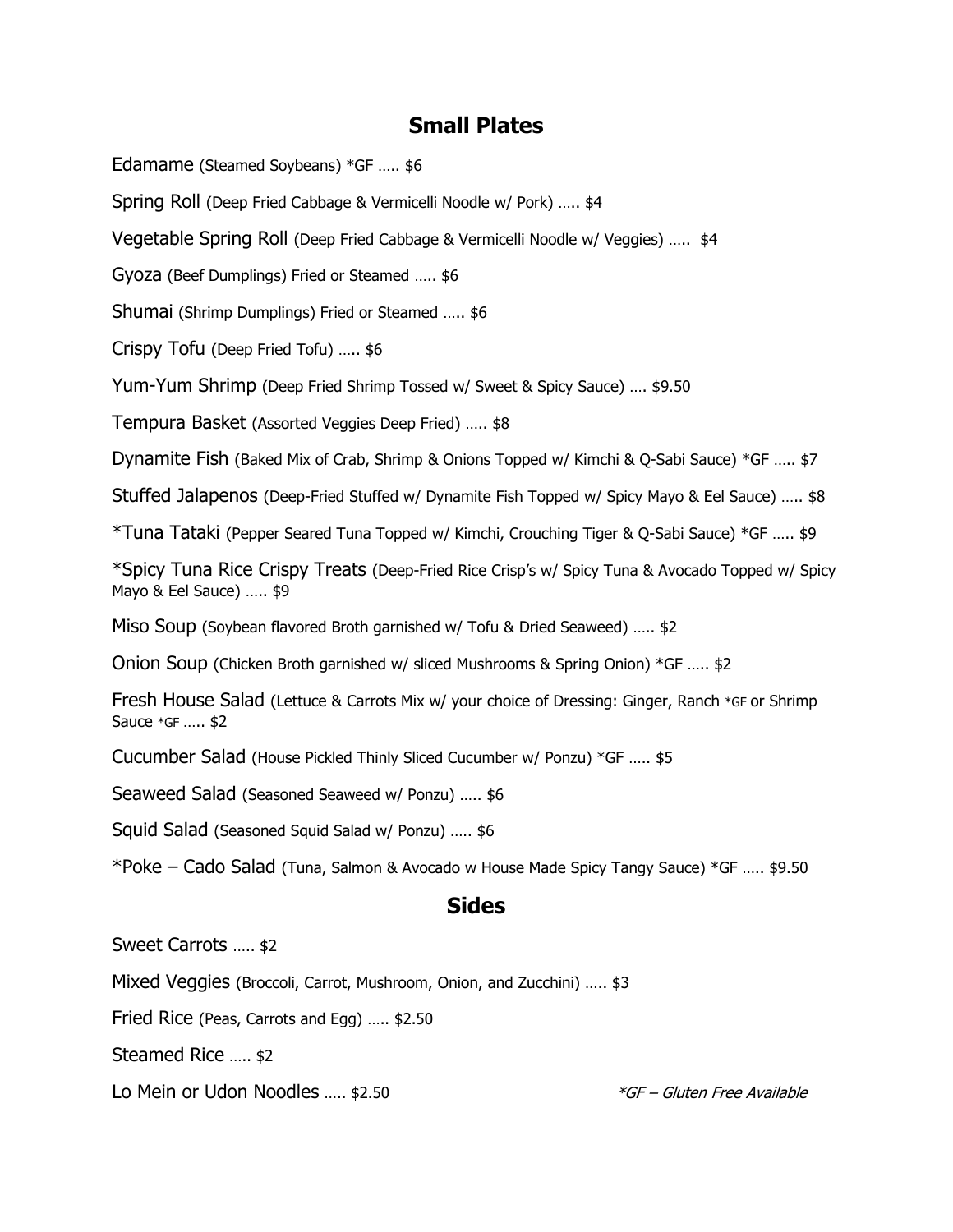## Small Plates

Edamame (Steamed Soybeans) *GF ….. $6

Spring Roll (Deep Fried Cabbage & Vermicelli Noodle w/ Pork) ….. $4

Vegetable Spring Roll (Deep Fried Cabbage & Vermicelli Noodle w/ Veggies) ….. $4

Gyoza (Beef Dumplings) Fried or Steamed ….. $6

Shumai (Shrimp Dumplings) Fried or Steamed ….. $6

Crispy Tofu (Deep Fried Tofu) ….. $6

Yum-Yum Shrimp (Deep Fried Shrimp Tossed w/ Sweet & Spicy Sauce) …. $9.50

Tempura Basket (Assorted Veggies Deep Fried) ….. $8

Dynamite Fish (Baked Mix of Crab, Shrimp & Onions Topped w/ Kimchi & Q-Sabi Sauce) *GF ….. $7

Stuffed Jalapenos (Deep-Fried Stuffed w/ Dynamite Fish Topped w/ Spicy Mayo & Eel Sauce) ….. $8

*Tuna Tataki (Pepper Seared Tuna Topped w/ Kimchi, Crouching Tiger & Q-Sabi Sauce) *GF ….. $9

*Spicy Tuna Rice Crispy Treats (Deep-Fried Rice Crisp's w/ Spicy Tuna & Avocado Topped w/ Spicy Mayo & Eel Sauce) ….. $9

Miso Soup (Soybean flavored Broth garnished w/ Tofu & Dried Seaweed) ….. $2

Onion Soup (Chicken Broth garnished w/ sliced Mushrooms & Spring Onion) *GF ….. $2

Fresh House Salad (Lettuce & Carrots Mix w/ your choice of Dressing: Ginger, Ranch *GF or Shrimp Sauce *GF ….. $2

Cucumber Salad (House Pickled Thinly Sliced Cucumber w/ Ponzu) *GF ….. $5

Seaweed Salad (Seasoned Seaweed w/ Ponzu) ….. $6

Squid Salad (Seasoned Squid Salad w/ Ponzu) ….. $6

*Poke – Cado Salad (Tuna, Salmon & Avocado w House Made Spicy Tangy Sauce) *GF ….. $9.50

## Sides

Sweet Carrots ….. $2

Mixed Veggies (Broccoli, Carrot, Mushroom, Onion, and Zucchini) ….. $3

Fried Rice (Peas, Carrots and Egg) ….. $2.50

Steamed Rice ….. $2

Lo Mein or Udon Noodles ….. $2.50

*\*GF – Gluten Free Available*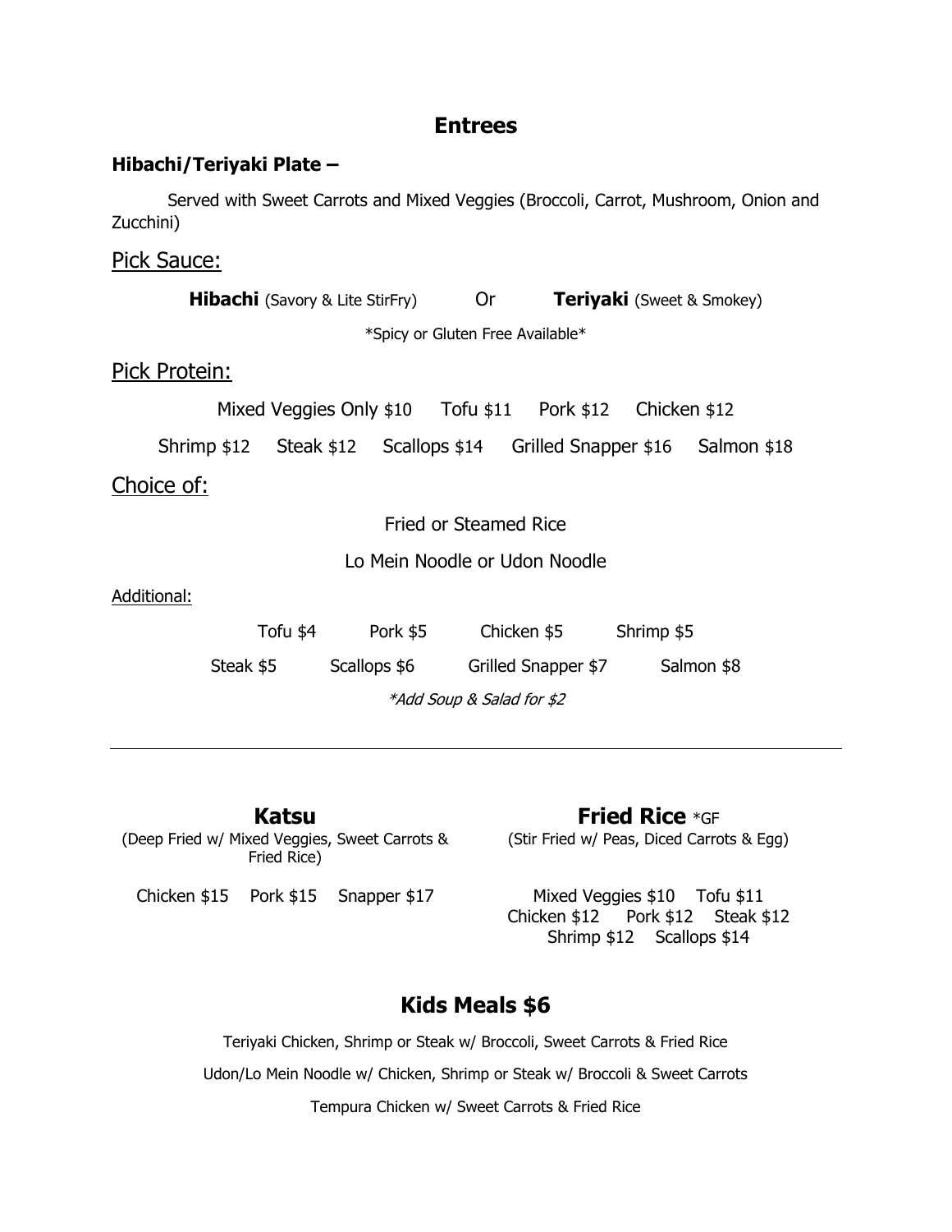# Entrees

**Hibachi/Teriyaki Plate –**

Served with Sweet Carrots and Mixed Veggies (Broccoli, Carrot, Mushroom, Onion and Zucchini)

## Pick Sauce:

**Hibachi** (Savory & Lite StirFry) Or **Teriyaki** (Sweet & Smokey)

*Spicy or Gluten Free Available*

## Pick Protein:

Mixed Veggies Only $10 Tofu $11 Pork $12 Chicken $12

Shrimp $12 Steak $12 Scallops $14 Grilled Snapper $16 Salmon $18

## Choice of:

Fried or Steamed Rice

Lo Mein Noodle or Udon Noodle

Additional:

Tofu $4 Pork $5 Chicken $5 Shrimp $5

Steak $5 Scallops $6 Grilled Snapper $7 Salmon $8

*\*Add Soup & Salad for $2*

---

## Katsu

(Deep Fried w/ Mixed Veggies, Sweet Carrots & Fried Rice)

Chicken $15 Pork $15 Snapper $17

## Fried Rice *GF

(Stir Fried w/ Peas, Diced Carrots & Egg)

Mixed Veggies $10 Tofu $11

Chicken $12 Pork $12 Steak $12

Shrimp $12 Scallops $14

## Kids Meals $6

Teriyaki Chicken, Shrimp or Steak w/ Broccoli, Sweet Carrots & Fried Rice

Udon/Lo Mein Noodle w/ Chicken, Shrimp or Steak w/ Broccoli & Sweet Carrots

Tempura Chicken w/ Sweet Carrots & Fried Rice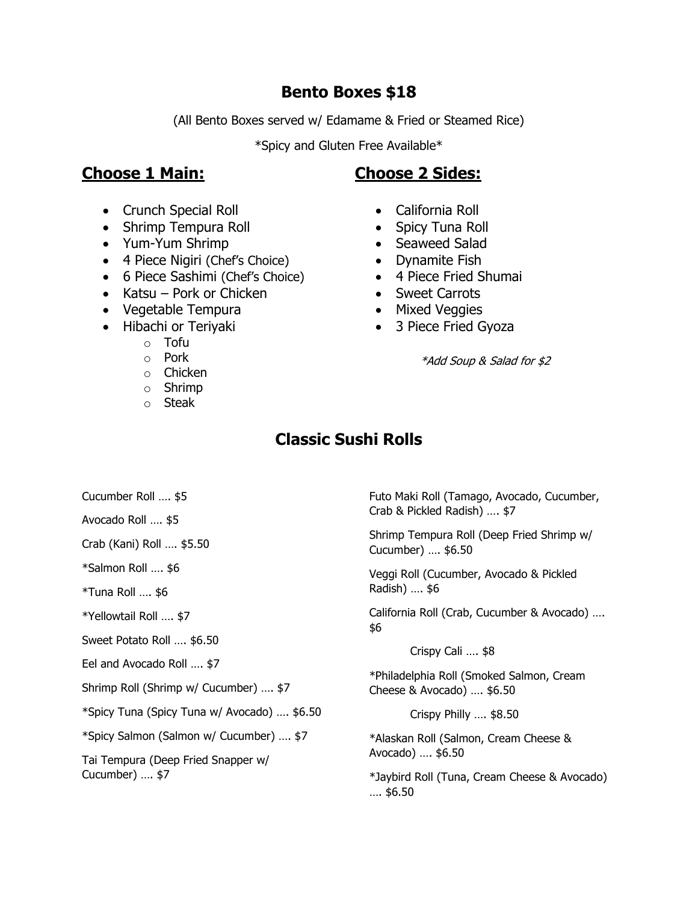## Bento Boxes $18

(All Bento Boxes served w/ Edamame & Fried or Steamed Rice)

*Spicy and Gluten Free Available*

### Choose 1 Main:

- Crunch Special Roll
- Shrimp Tempura Roll
- Yum-Yum Shrimp
- 4 Piece Nigiri (Chef's Choice)
- 6 Piece Sashimi (Chef's Choice)
- Katsu – Pork or Chicken
- Vegetable Tempura
- Hibachi or Teriyaki
  - Tofu
  - Pork
  - Chicken
  - Shrimp
  - Steak

### Choose 2 Sides:

- California Roll
- Spicy Tuna Roll
- Seaweed Salad
- Dynamite Fish
- 4 Piece Fried Shumai
- Sweet Carrots
- Mixed Veggies
- 3 Piece Fried Gyoza

*\*Add Soup & Salad for $2*

## Classic Sushi Rolls

Cucumber Roll …. $5

Avocado Roll …. $5

Crab (Kani) Roll …. $5.50

*Salmon Roll …. $6

*Tuna Roll …. $6

*Yellowtail Roll …. $7

Sweet Potato Roll …. $6.50

Eel and Avocado Roll …. $7

Shrimp Roll (Shrimp w/ Cucumber) …. $7

*Spicy Tuna (Spicy Tuna w/ Avocado) …. $6.50

*Spicy Salmon (Salmon w/ Cucumber) …. $7

Tai Tempura (Deep Fried Snapper w/ Cucumber) …. $7

Futo Maki Roll (Tamago, Avocado, Cucumber, Crab & Pickled Radish) …. $7

Shrimp Tempura Roll (Deep Fried Shrimp w/ Cucumber) …. $6.50

Veggi Roll (Cucumber, Avocado & Pickled Radish) …. $6

California Roll (Crab, Cucumber & Avocado) …. $6

Crispy Cali …. $8

*Philadelphia Roll (Smoked Salmon, Cream Cheese & Avocado) …. $6.50

Crispy Philly …. $8.50

*Alaskan Roll (Salmon, Cream Cheese & Avocado) …. $6.50

*Jaybird Roll (Tuna, Cream Cheese & Avocado) …. $6.50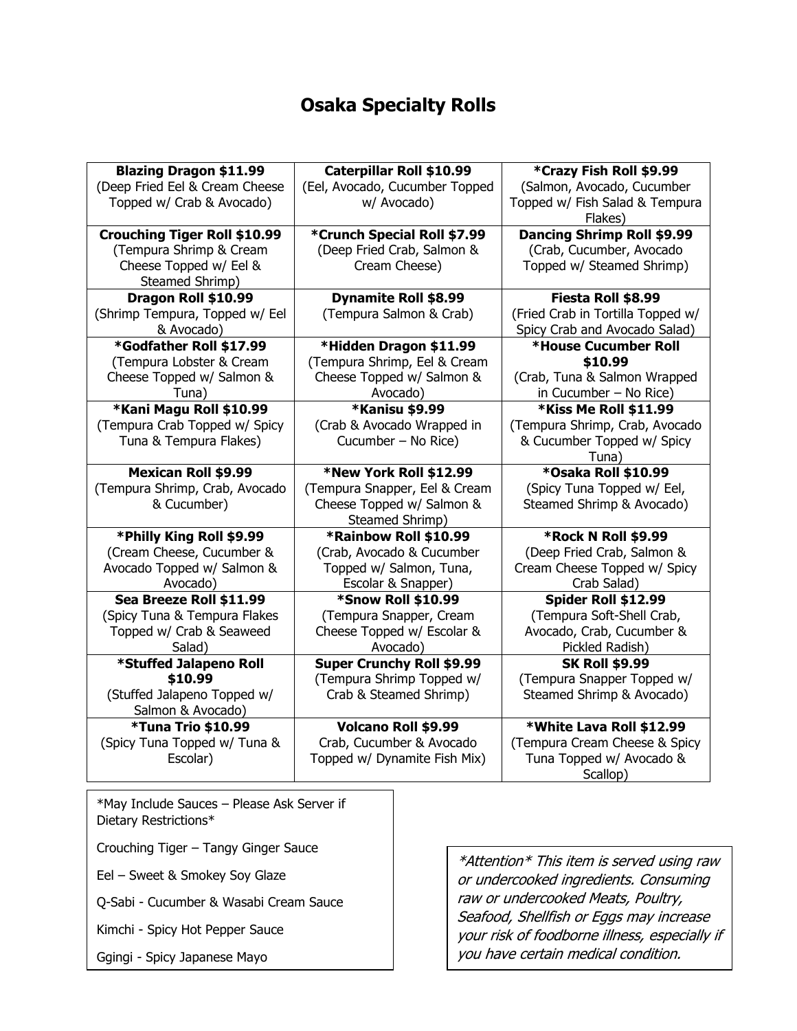# Osaka Specialty Rolls

| | | |
|---|---|---|
| **Blazing Dragon $11.99**<br>(Deep Fried Eel & Cream Cheese Topped w/ Crab & Avocado) | **Caterpillar Roll $10.99**<br>(Eel, Avocado, Cucumber Topped w/ Avocado) | ***Crazy Fish Roll $9.99**<br>(Salmon, Avocado, Cucumber Topped w/ Fish Salad & Tempura Flakes) |
| **Crouching Tiger Roll $10.99**<br>(Tempura Shrimp & Cream Cheese Topped w/ Eel & Steamed Shrimp) | ***Crunch Special Roll $7.99**<br>(Deep Fried Crab, Salmon & Cream Cheese) | **Dancing Shrimp Roll $9.99**<br>(Crab, Cucumber, Avocado Topped w/ Steamed Shrimp) |
| **Dragon Roll $10.99**<br>(Shrimp Tempura, Topped w/ Eel & Avocado) | **Dynamite Roll $8.99**<br>(Tempura Salmon & Crab) | **Fiesta Roll $8.99**<br>(Fried Crab in Tortilla Topped w/ Spicy Crab and Avocado Salad) |
| ***Godfather Roll $17.99**<br>(Tempura Lobster & Cream Cheese Topped w/ Salmon & Tuna) | ***Hidden Dragon $11.99**<br>(Tempura Shrimp, Eel & Cream Cheese Topped w/ Salmon & Avocado) | ***House Cucumber Roll $10.99**<br>(Crab, Tuna & Salmon Wrapped in Cucumber – No Rice) |
| ***Kani Magu Roll $10.99**<br>(Tempura Crab Topped w/ Spicy Tuna & Tempura Flakes) | ***Kanisu $9.99**<br>(Crab & Avocado Wrapped in Cucumber – No Rice) | ***Kiss Me Roll $11.99**<br>(Tempura Shrimp, Crab, Avocado & Cucumber Topped w/ Spicy Tuna) |
| **Mexican Roll $9.99**<br>(Tempura Shrimp, Crab, Avocado & Cucumber) | ***New York Roll $12.99**<br>(Tempura Snapper, Eel & Cream Cheese Topped w/ Salmon & Steamed Shrimp) | ***Osaka Roll $10.99**<br>(Spicy Tuna Topped w/ Eel, Steamed Shrimp & Avocado) |
| ***Philly King Roll $9.99**<br>(Cream Cheese, Cucumber & Avocado Topped w/ Salmon & Avocado) | ***Rainbow Roll $10.99**<br>(Crab, Avocado & Cucumber Topped w/ Salmon, Tuna, Escolar & Snapper) | ***Rock N Roll $9.99**<br>(Deep Fried Crab, Salmon & Cream Cheese Topped w/ Spicy Crab Salad) |
| **Sea Breeze Roll $11.99**<br>(Spicy Tuna & Tempura Flakes Topped w/ Crab & Seaweed Salad) | ***Snow Roll $10.99**<br>(Tempura Snapper, Cream Cheese Topped w/ Escolar & Avocado) | **Spider Roll $12.99**<br>(Tempura Soft-Shell Crab, Avocado, Crab, Cucumber & Pickled Radish) |
| ***Stuffed Jalapeno Roll $10.99**<br>(Stuffed Jalapeno Topped w/ Salmon & Avocado) | **Super Crunchy Roll $9.99**<br>(Tempura Shrimp Topped w/ Crab & Steamed Shrimp) | **SK Roll $9.99**<br>(Tempura Snapper Topped w/ Steamed Shrimp & Avocado) |
| ***Tuna Trio $10.99**<br>(Spicy Tuna Topped w/ Tuna & Escolar) | **Volcano Roll $9.99**<br>Crab, Cucumber & Avocado Topped w/ Dynamite Fish Mix) | ***White Lava Roll $12.99**<br>(Tempura Cream Cheese & Spicy Tuna Topped w/ Avocado & Scallop) |

*May Include Sauces – Please Ask Server if Dietary Restrictions*

Crouching Tiger – Tangy Ginger Sauce

Eel – Sweet & Smokey Soy Glaze

Q-Sabi - Cucumber & Wasabi Cream Sauce

Kimchi - Spicy Hot Pepper Sauce

Ggingi - Spicy Japanese Mayo

*\*Attention\* This item is served using raw or undercooked ingredients. Consuming raw or undercooked Meats, Poultry, Seafood, Shellfish or Eggs may increase your risk of foodborne illness, especially if you have certain medical condition.*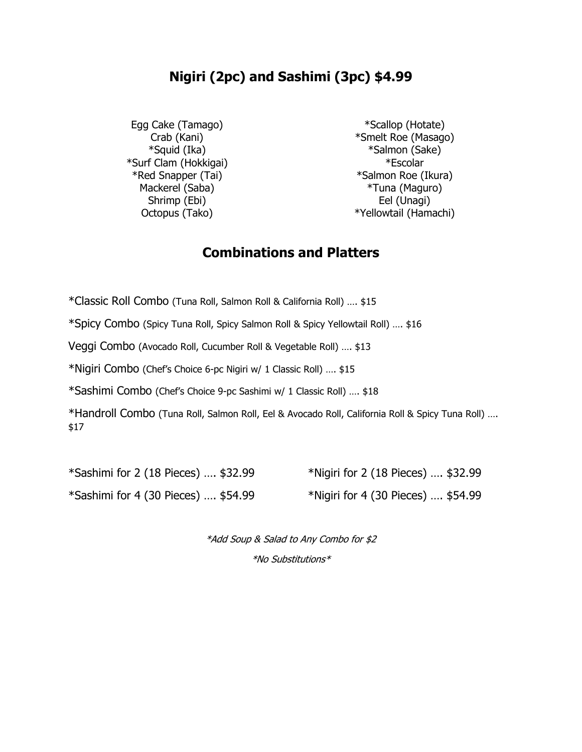## Nigiri (2pc) and Sashimi (3pc) $4.99

Egg Cake (Tamago)
Crab (Kani)
*Squid (Ika)
*Surf Clam (Hokkigai)
*Red Snapper (Tai)
Mackerel (Saba)
Shrimp (Ebi)
Octopus (Tako)

*Scallop (Hotate)
*Smelt Roe (Masago)
*Salmon (Sake)
*Escolar
*Salmon Roe (Ikura)
*Tuna (Maguro)
Eel (Unagi)
*Yellowtail (Hamachi)

## Combinations and Platters

*Classic Roll Combo (Tuna Roll, Salmon Roll & California Roll) …. $15

*Spicy Combo (Spicy Tuna Roll, Spicy Salmon Roll & Spicy Yellowtail Roll) …. $16

Veggi Combo (Avocado Roll, Cucumber Roll & Vegetable Roll) …. $13

*Nigiri Combo (Chef's Choice 6-pc Nigiri w/ 1 Classic Roll) …. $15

*Sashimi Combo (Chef's Choice 9-pc Sashimi w/ 1 Classic Roll) …. $18

*Handroll Combo (Tuna Roll, Salmon Roll, Eel & Avocado Roll, California Roll & Spicy Tuna Roll) …. $17

*Sashimi for 2 (18 Pieces) …. $32.99

*Sashimi for 4 (30 Pieces) …. $54.99

*Nigiri for 2 (18 Pieces) …. $32.99

*Nigiri for 4 (30 Pieces) …. $54.99

*\*Add Soup & Salad to Any Combo for $2*

*\*No Substitutions\**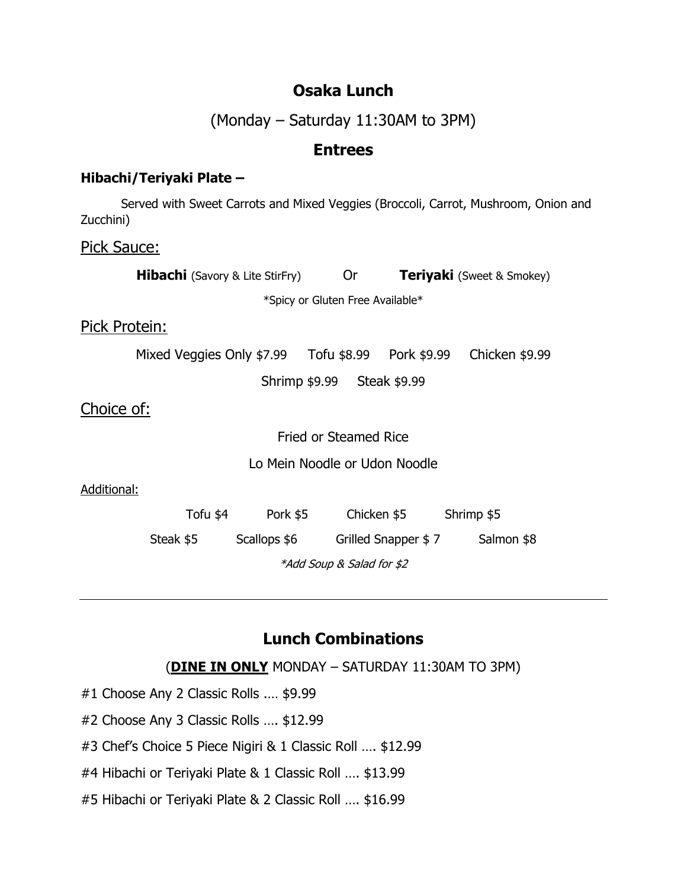# Osaka Lunch

(Monday – Saturday 11:30AM to 3PM)

## Entrees

**Hibachi/Teriyaki Plate –**

Served with Sweet Carrots and Mixed Veggies (Broccoli, Carrot, Mushroom, Onion and Zucchini)

Pick Sauce:

**Hibachi** (Savory & Lite StirFry) Or **Teriyaki** (Sweet & Smokey)

*Spicy or Gluten Free Available*

Pick Protein:

Mixed Veggies Only $7.99 Tofu $8.99 Pork $9.99 Chicken $9.99

Shrimp $9.99 Steak $9.99

Choice of:

Fried or Steamed Rice

Lo Mein Noodle or Udon Noodle

Additional:

Tofu $4 Pork $5 Chicken $5 Shrimp $5

Steak $5 Scallops $6 Grilled Snapper $ 7 Salmon $8

*\*Add Soup & Salad for $2*

---

## Lunch Combinations

(**DINE IN ONLY** MONDAY – SATURDAY 11:30AM TO 3PM)

#1 Choose Any 2 Classic Rolls …. $9.99

#2 Choose Any 3 Classic Rolls …. $12.99

#3 Chef's Choice 5 Piece Nigiri & 1 Classic Roll …. $12.99

#4 Hibachi or Teriyaki Plate & 1 Classic Roll …. $13.99

#5 Hibachi or Teriyaki Plate & 2 Classic Roll …. $16.99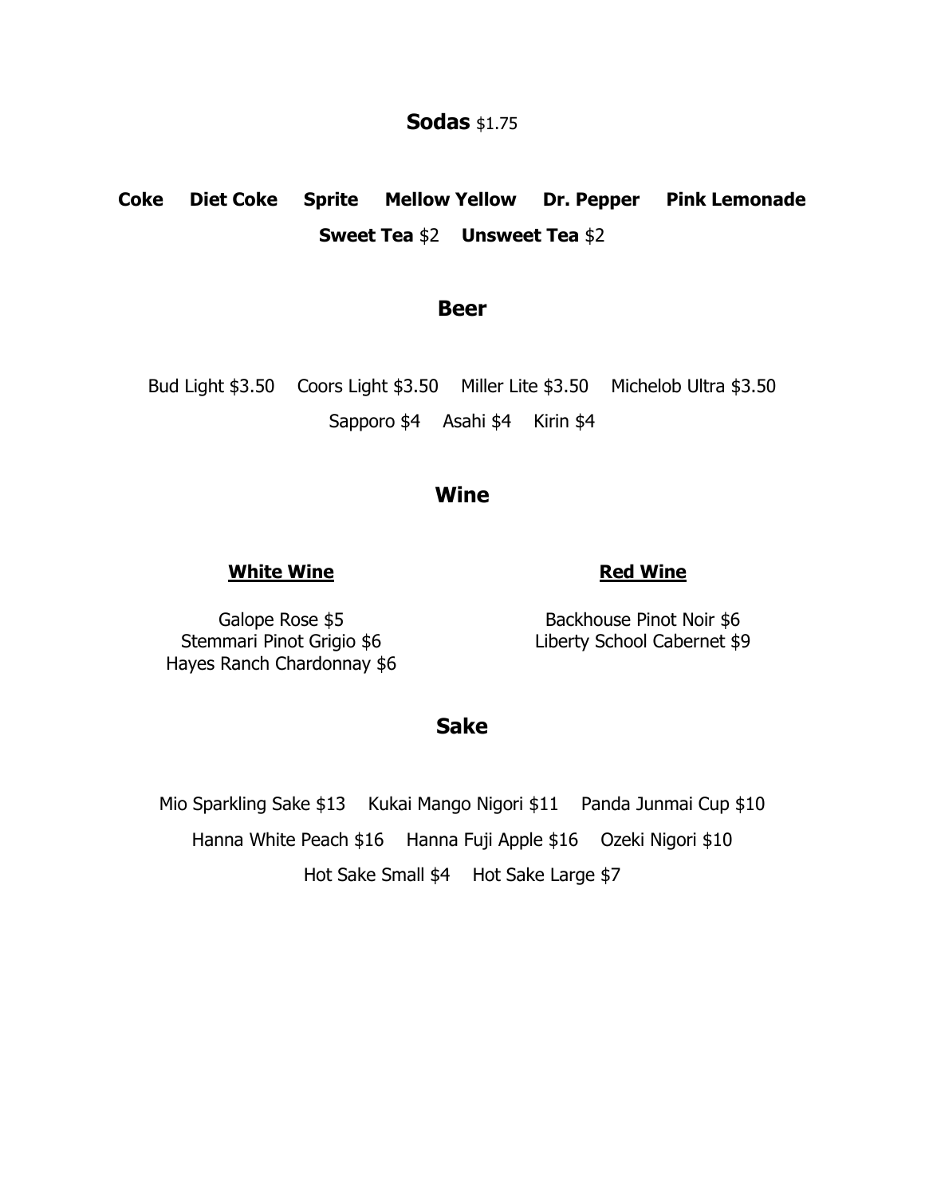## **Sodas** $1.75

**Coke** **Diet Coke** **Sprite** **Mellow Yellow** **Dr. Pepper** **Pink Lemonade**

**Sweet Tea** $2 **Unsweet Tea** $2

## Beer

Bud Light $3.50 Coors Light $3.50 Miller Lite $3.50 Michelob Ultra $3.50

Sapporo $4 Asahi $4 Kirin $4

## Wine

### White Wine

Galope Rose $5
Stemmari Pinot Grigio $6
Hayes Ranch Chardonnay $6

### Red Wine

Backhouse Pinot Noir $6
Liberty School Cabernet $9

## Sake

Mio Sparkling Sake $13 Kukai Mango Nigori $11 Panda Junmai Cup $10

Hanna White Peach $16 Hanna Fuji Apple $16 Ozeki Nigori $10

Hot Sake Small $4 Hot Sake Large $7